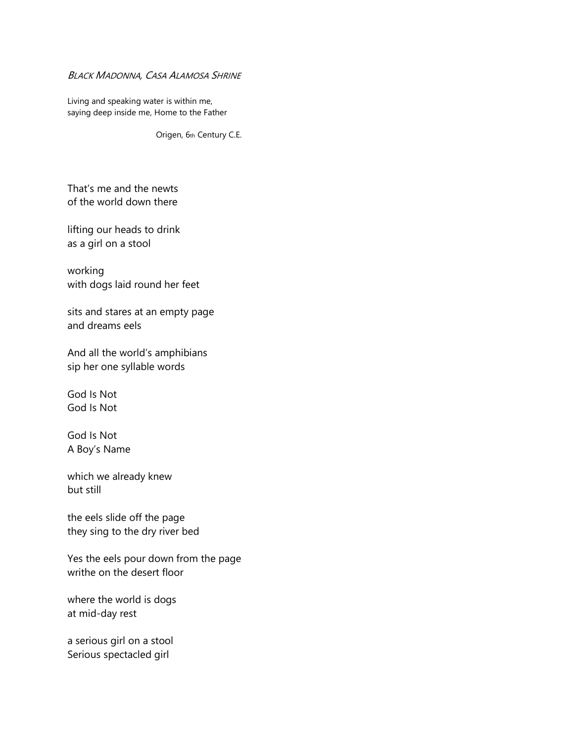*BLACK MADONNA, CASA ALAMOSA SHRINE*

Living and speaking water is within me,
saying deep inside me, Home to the Father

Origen, 6th Century C.E.

That's me and the newts
of the world down there

lifting our heads to drink
as a girl on a stool

working
with dogs laid round her feet

sits and stares at an empty page
and dreams eels

And all the world's amphibians
sip her one syllable words

God Is Not
God Is Not

God Is Not
A Boy's Name

which we already knew
but still

the eels slide off the page
they sing to the dry river bed

Yes the eels pour down from the page
writhe on the desert floor

where the world is dogs
at mid-day rest

a serious girl on a stool
Serious spectacled girl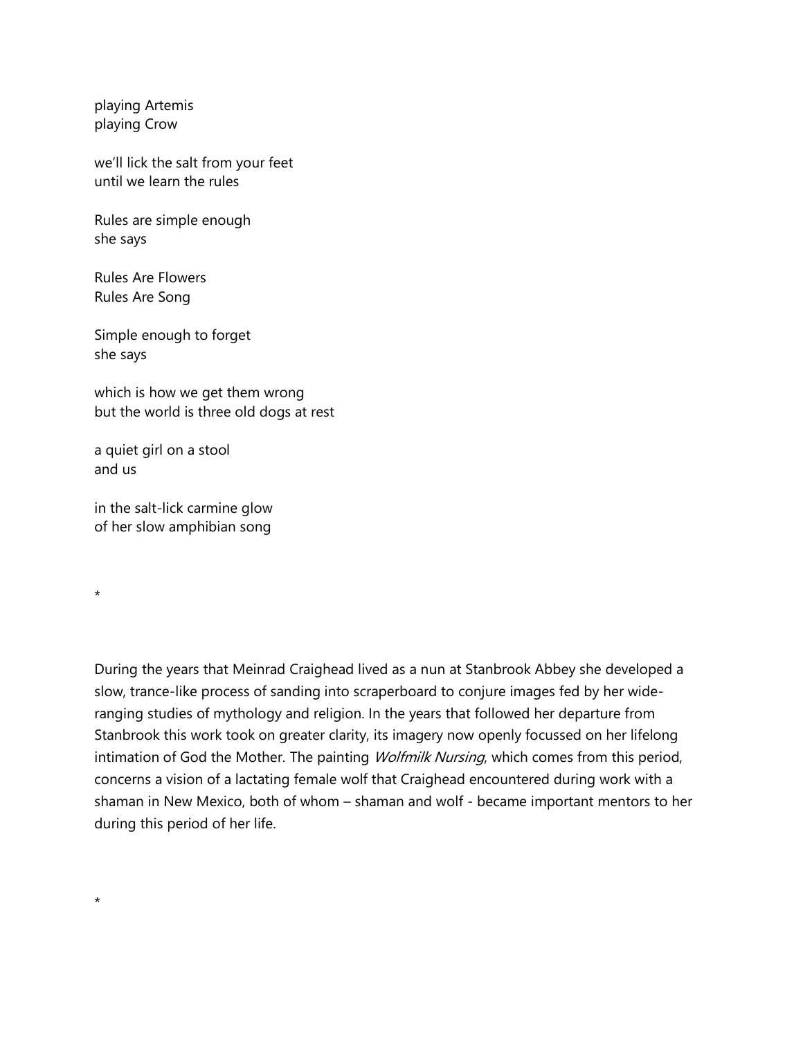playing Artemis  
playing Crow

we'll lick the salt from your feet  
until we learn the rules

Rules are simple enough  
she says

Rules Are Flowers  
Rules Are Song

Simple enough to forget  
she says

which is how we get them wrong  
but the world is three old dogs at rest

a quiet girl on a stool  
and us

in the salt-lick carmine glow  
of her slow amphibian song

*

During the years that Meinrad Craighead lived as a nun at Stanbrook Abbey she developed a slow, trance-like process of sanding into scraperboard to conjure images fed by her wide-ranging studies of mythology and religion. In the years that followed her departure from Stanbrook this work took on greater clarity, its imagery now openly focussed on her lifelong intimation of God the Mother. The painting *Wolfmilk Nursing*, which comes from this period, concerns a vision of a lactating female wolf that Craighead encountered during work with a shaman in New Mexico, both of whom – shaman and wolf - became important mentors to her during this period of her life.

*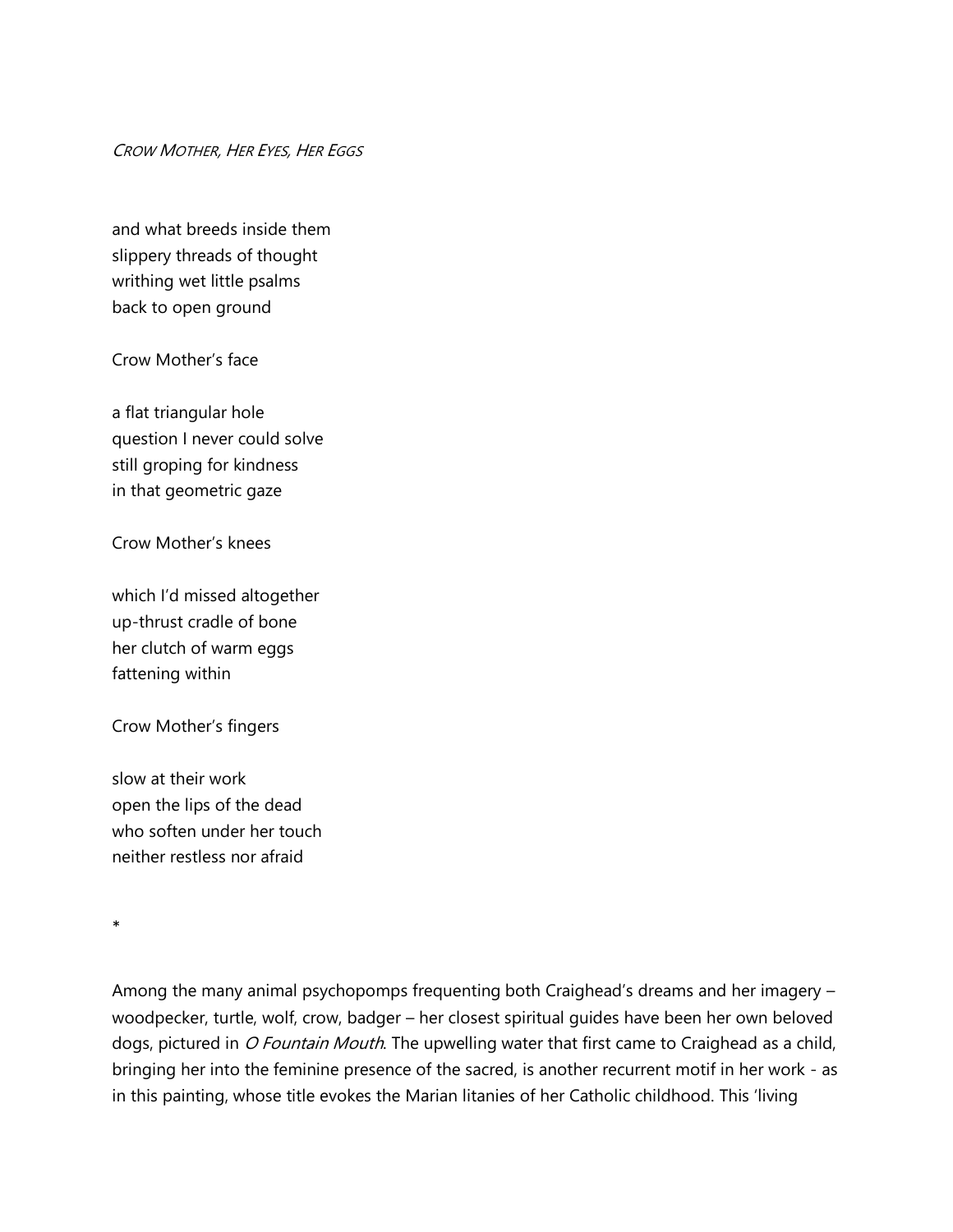*Crow Mother, Her Eyes, Her Eggs*

and what breeds inside them
slippery threads of thought
writhing wet little psalms
back to open ground

Crow Mother's face

a flat triangular hole
question I never could solve
still groping for kindness
in that geometric gaze

Crow Mother's knees

which I'd missed altogether
up-thrust cradle of bone
her clutch of warm eggs
fattening within

Crow Mother's fingers

slow at their work
open the lips of the dead
who soften under her touch
neither restless nor afraid

*

Among the many animal psychopomps frequenting both Craighead's dreams and her imagery – woodpecker, turtle, wolf, crow, badger – her closest spiritual guides have been her own beloved dogs, pictured in *O Fountain Mouth*. The upwelling water that first came to Craighead as a child, bringing her into the feminine presence of the sacred, is another recurrent motif in her work - as in this painting, whose title evokes the Marian litanies of her Catholic childhood. This 'living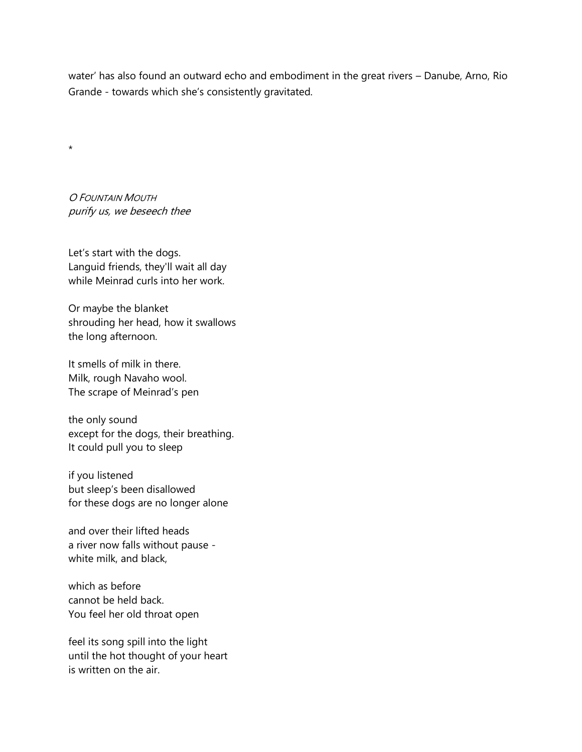water' has also found an outward echo and embodiment in the great rivers – Danube, Arno, Rio Grande - towards which she's consistently gravitated.

*

*O FOUNTAIN MOUTH*
*purify us, we beseech thee*

Let's start with the dogs.
Languid friends, they'll wait all day
while Meinrad curls into her work.

Or maybe the blanket
shrouding her head, how it swallows
the long afternoon.

It smells of milk in there.
Milk, rough Navaho wool.
The scrape of Meinrad's pen

the only sound
except for the dogs, their breathing.
It could pull you to sleep

if you listened
but sleep's been disallowed
for these dogs are no longer alone

and over their lifted heads
a river now falls without pause -
white milk, and black,

which as before
cannot be held back.
You feel her old throat open

feel its song spill into the light
until the hot thought of your heart
is written on the air.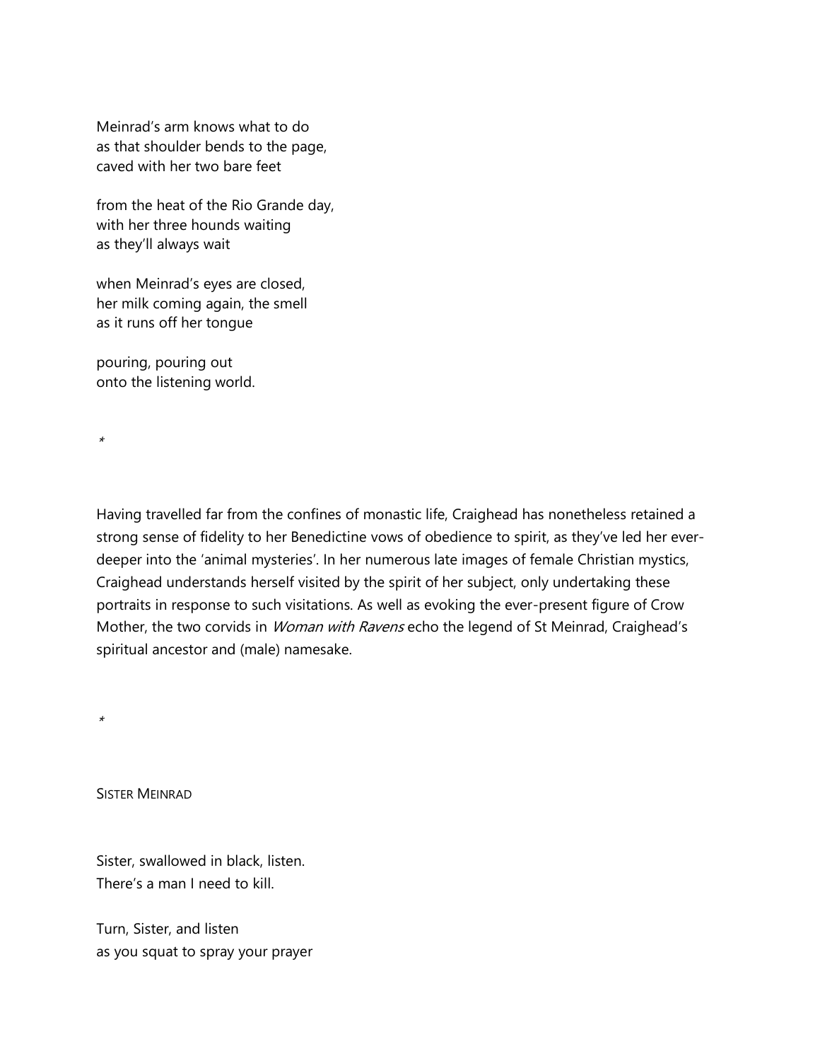Meinrad's arm knows what to do  
as that shoulder bends to the page,  
caved with her two bare feet

from the heat of the Rio Grande day,  
with her three hounds waiting  
as they'll always wait

when Meinrad's eyes are closed,  
her milk coming again, the smell  
as it runs off her tongue

pouring, pouring out  
onto the listening world.

*

Having travelled far from the confines of monastic life, Craighead has nonetheless retained a strong sense of fidelity to her Benedictine vows of obedience to spirit, as they've led her ever-deeper into the 'animal mysteries'. In her numerous late images of female Christian mystics, Craighead understands herself visited by the spirit of her subject, only undertaking these portraits in response to such visitations. As well as evoking the ever-present figure of Crow Mother, the two corvids in *Woman with Ravens* echo the legend of St Meinrad, Craighead's spiritual ancestor and (male) namesake.

*

SISTER MEINRAD

Sister, swallowed in black, listen.  
There's a man I need to kill.

Turn, Sister, and listen  
as you squat to spray your prayer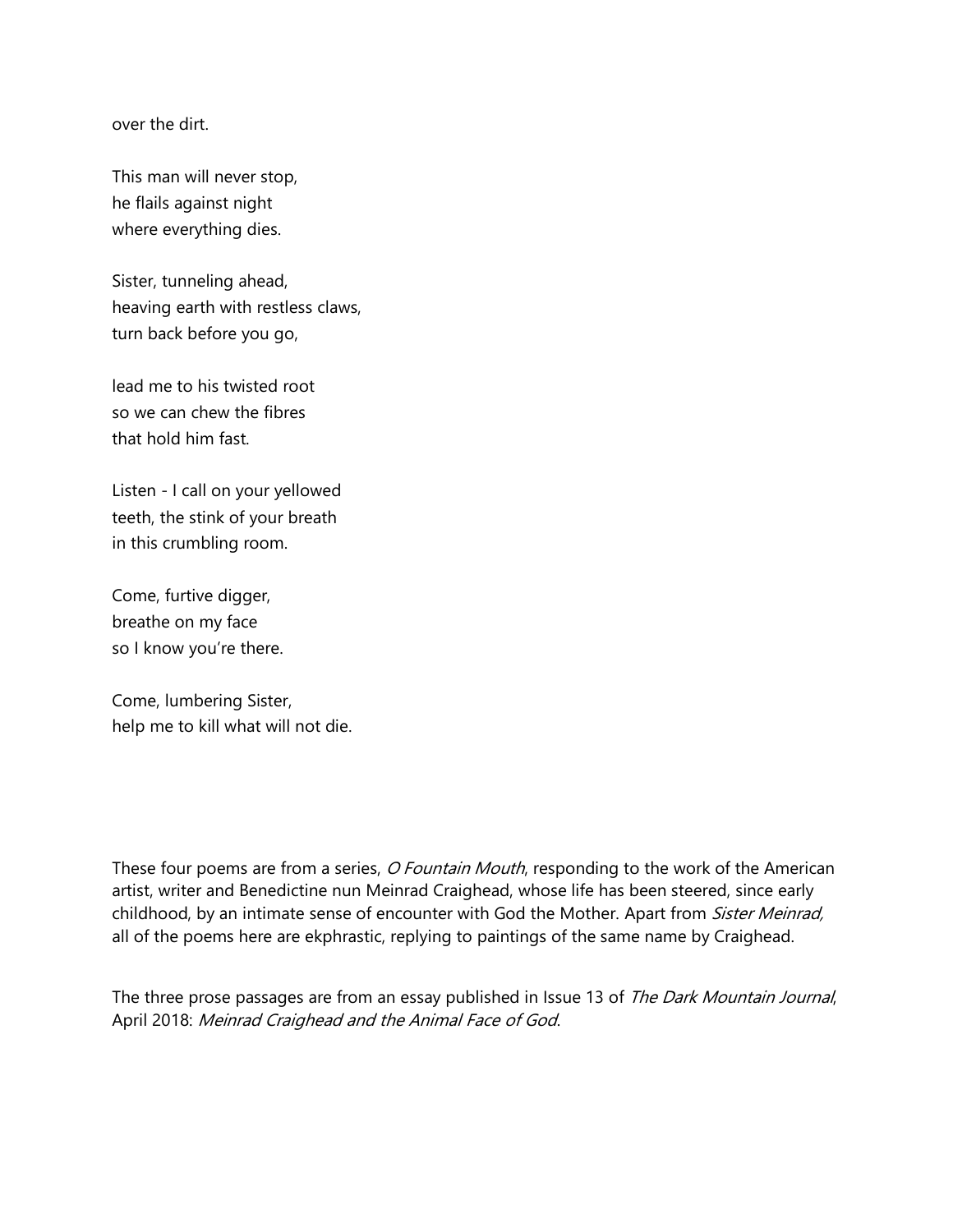over the dirt.

This man will never stop,
he flails against night
where everything dies.

Sister, tunneling ahead,
heaving earth with restless claws,
turn back before you go,

lead me to his twisted root
so we can chew the fibres
that hold him fast.

Listen - I call on your yellowed
teeth, the stink of your breath
in this crumbling room.

Come, furtive digger,
breathe on my face
so I know you're there.

Come, lumbering Sister,
help me to kill what will not die.

These four poems are from a series, *O Fountain Mouth*, responding to the work of the American artist, writer and Benedictine nun Meinrad Craighead, whose life has been steered, since early childhood, by an intimate sense of encounter with God the Mother. Apart from *Sister Meinrad,* all of the poems here are ekphrastic, replying to paintings of the same name by Craighead.

The three prose passages are from an essay published in Issue 13 of *The Dark Mountain Journal*, April 2018: *Meinrad Craighead and the Animal Face of God*.